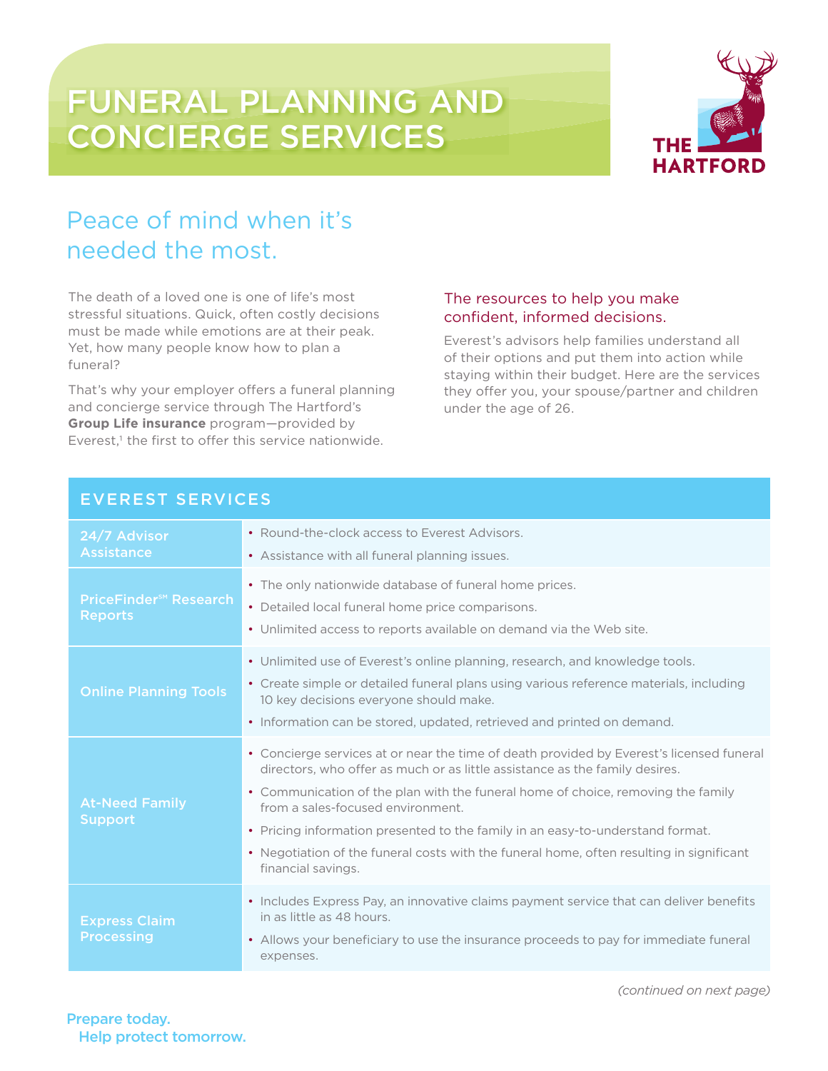# FUNERAL PLANNING AND CONCIERGE SERVICES

THE HARTFORD

## Peace of mind when it's needed the most.

The death of a loved one is one of life's most stressful situations. Quick, often costly decisions must be made while emotions are at their peak. Yet, how many people know how to plan a funeral?

That's why your employer offers a funeral planning and concierge service through The Hartford's **Group Life insurance** program—provided by Everest,[1] the first to offer this service nationwide.

### The resources to help you make confident, informed decisions.

Everest's advisors help families understand all of their options and put them into action while staying within their budget. Here are the services they offer you, your spouse/partner and children under the age of 26.

## EVEREST SERVICES

| Service | Details |
| --- | --- |
| 24/7 Advisor Assistance | • Round-the-clock access to Everest Advisors.<br>• Assistance with all funeral planning issues. |
| PriceFinder℠ Research Reports | • The only nationwide database of funeral home prices.<br>• Detailed local funeral home price comparisons.<br>• Unlimited access to reports available on demand via the Web site. |
| Online Planning Tools | • Unlimited use of Everest's online planning, research, and knowledge tools.<br>• Create simple or detailed funeral plans using various reference materials, including 10 key decisions everyone should make.<br>• Information can be stored, updated, retrieved and printed on demand. |
| At-Need Family Support | • Concierge services at or near the time of death provided by Everest's licensed funeral directors, who offer as much or as little assistance as the family desires.<br>• Communication of the plan with the funeral home of choice, removing the family from a sales-focused environment.<br>• Pricing information presented to the family in an easy-to-understand format.<br>• Negotiation of the funeral costs with the funeral home, often resulting in significant financial savings. |
| Express Claim Processing | • Includes Express Pay, an innovative claims payment service that can deliver benefits in as little as 48 hours.<br>• Allows your beneficiary to use the insurance proceeds to pay for immediate funeral expenses. |

*(continued on next page)*

Prepare today.
Help protect tomorrow.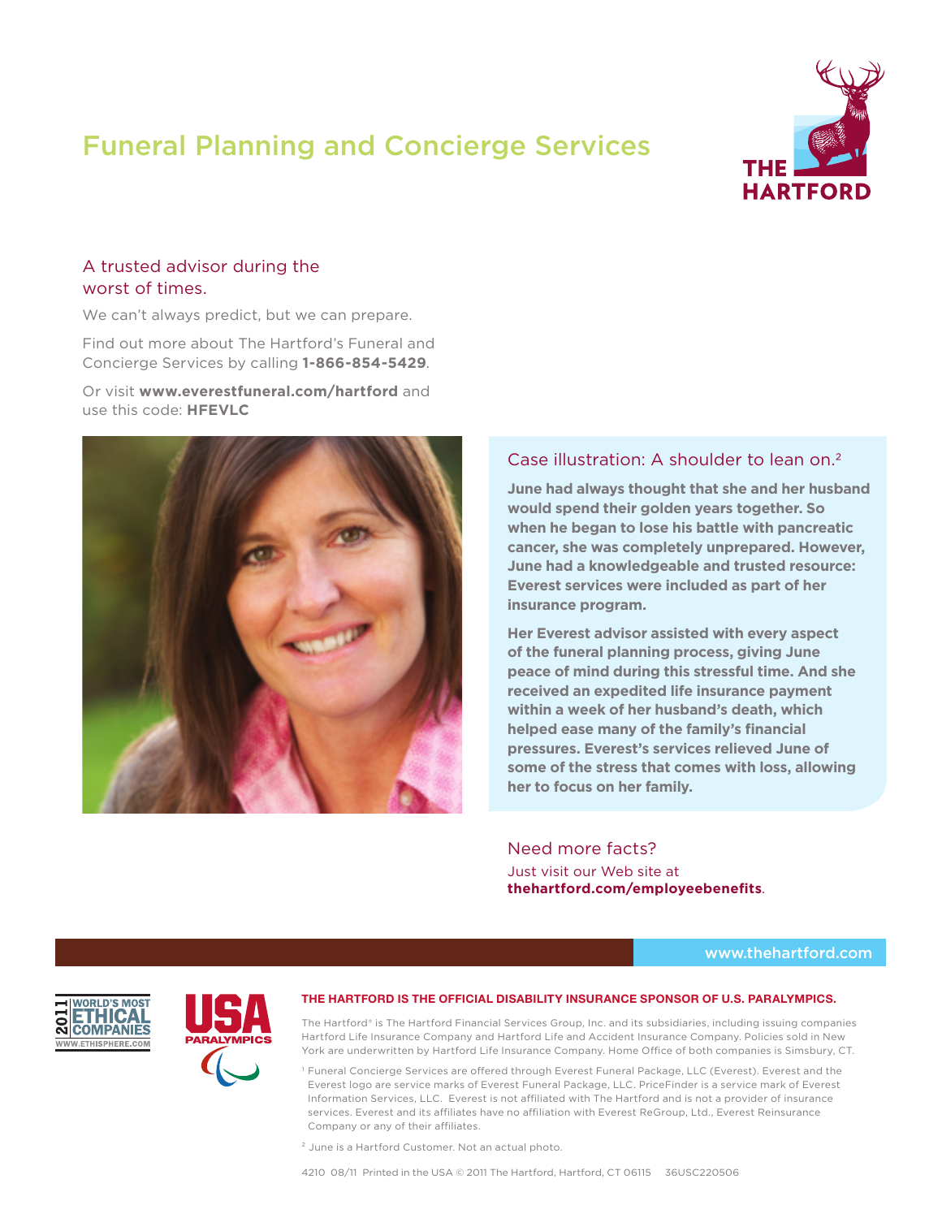# Funeral Planning and Concierge Services

THE HARTFORD

## A trusted advisor during the worst of times.

We can't always predict, but we can prepare.

Find out more about The Hartford's Funeral and Concierge Services by calling **1-866-854-5429**.

Or visit **www.everestfuneral.com/hartford** and use this code: **HFEVLC**

### Case illustration: A shoulder to lean on.[2]

**June had always thought that she and her husband would spend their golden years together. So when he began to lose his battle with pancreatic cancer, she was completely unprepared. However, June had a knowledgeable and trusted resource: Everest services were included as part of her insurance program.**

**Her Everest advisor assisted with every aspect of the funeral planning process, giving June peace of mind during this stressful time. And she received an expedited life insurance payment within a week of her husband's death, which helped ease many of the family's financial pressures. Everest's services relieved June of some of the stress that comes with loss, allowing her to focus on her family.**

### Need more facts?

Just visit our Web site at **thehartford.com/employeebenefits**.

www.thehartford.com

2011 WORLD'S MOST ETHICAL COMPANIES WWW.ETHISPHERE.COM

USA PARALYMPICS

**THE HARTFORD IS THE OFFICIAL DISABILITY INSURANCE SPONSOR OF U.S. PARALYMPICS.**

The Hartford® is The Hartford Financial Services Group, Inc. and its subsidiaries, including issuing companies Hartford Life Insurance Company and Hartford Life and Accident Insurance Company. Policies sold in New York are underwritten by Hartford Life Insurance Company. Home Office of both companies is Simsbury, CT.

[1] Funeral Concierge Services are offered through Everest Funeral Package, LLC (Everest). Everest and the Everest logo are service marks of Everest Funeral Package, LLC. PriceFinder is a service mark of Everest Information Services, LLC. Everest is not affiliated with The Hartford and is not a provider of insurance services. Everest and its affiliates have no affiliation with Everest ReGroup, Ltd., Everest Reinsurance Company or any of their affiliates.

[2] June is a Hartford Customer. Not an actual photo.

4210 08/11 Printed in the USA © 2011 The Hartford, Hartford, CT 06115 36USC220506